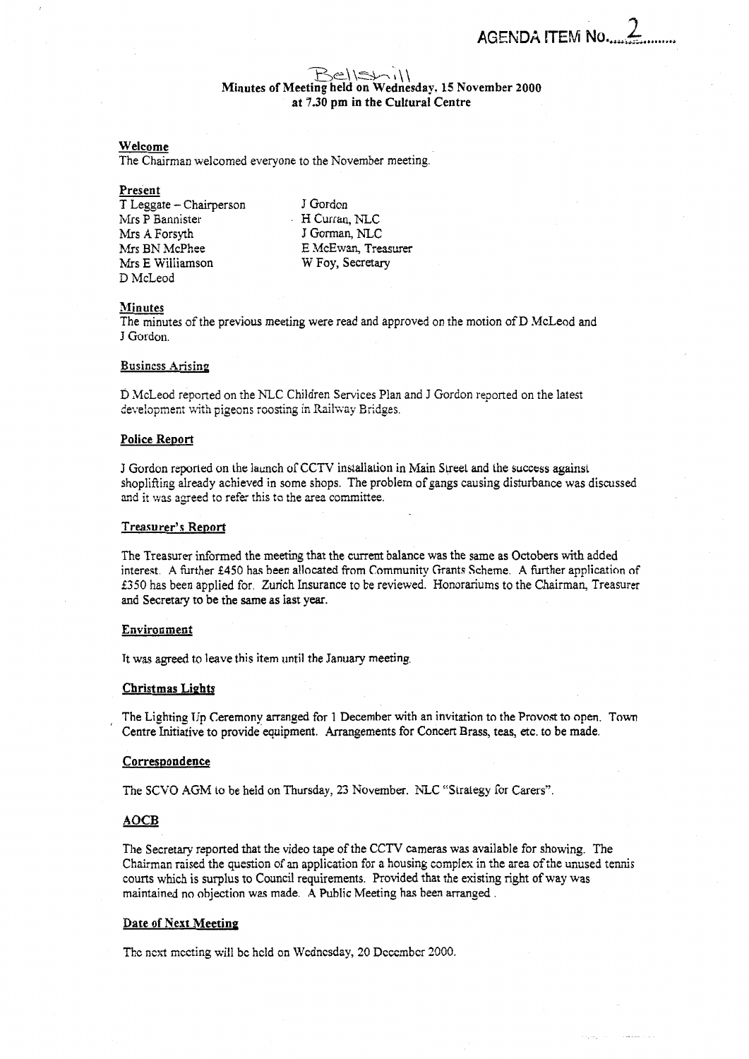AGENDA ITEM No. 2

Bellshill

**Minutes of Meeting held on Wednesday, 15 November 2000 at 7.30 pm in the Cultural Centre**

**Welcome**

The Chairman welcomed everyone to the November meeting.

**Present**

T Leggate – Chairperson
Mrs P Bannister
Mrs A Forsyth
Mrs BN McPhee
Mrs E Williamson
D McLeod
J Gordon
H Curran, NLC
J Gorman, NLC
E McEwan, Treasurer
W Foy, Secretary

**Minutes**

The minutes of the previous meeting were read and approved on the motion of D McLeod and J Gordon.

**Business Arising**

D McLeod reported on the NLC Children Services Plan and J Gordon reported on the latest development with pigeons roosting in Railway Bridges.

**Police Report**

J Gordon reported on the launch of CCTV installation in Main Street and the success against shoplifting already achieved in some shops. The problem of gangs causing disturbance was discussed and it was agreed to refer this to the area committee.

**Treasurer's Report**

The Treasurer informed the meeting that the current balance was the same as Octobers with added interest. A further £450 has been allocated from Community Grants Scheme. A further application of £350 has been applied for. Zurich Insurance to be reviewed. Honorariums to the Chairman, Treasurer and Secretary to be the same as last year.

**Environment**

It was agreed to leave this item until the January meeting.

**Christmas Lights**

The Lighting Up Ceremony arranged for 1 December with an invitation to the Provost to open. Town Centre Initiative to provide equipment. Arrangements for Concert Brass, teas, etc. to be made.

**Correspondence**

The SCVO AGM to be held on Thursday, 23 November. NLC "Strategy for Carers".

**AOCB**

The Secretary reported that the video tape of the CCTV cameras was available for showing. The Chairman raised the question of an application for a housing complex in the area of the unused tennis courts which is surplus to Council requirements. Provided that the existing right of way was maintained no objection was made. A Public Meeting has been arranged.

**Date of Next Meeting**

The next meeting will be held on Wednesday, 20 December 2000.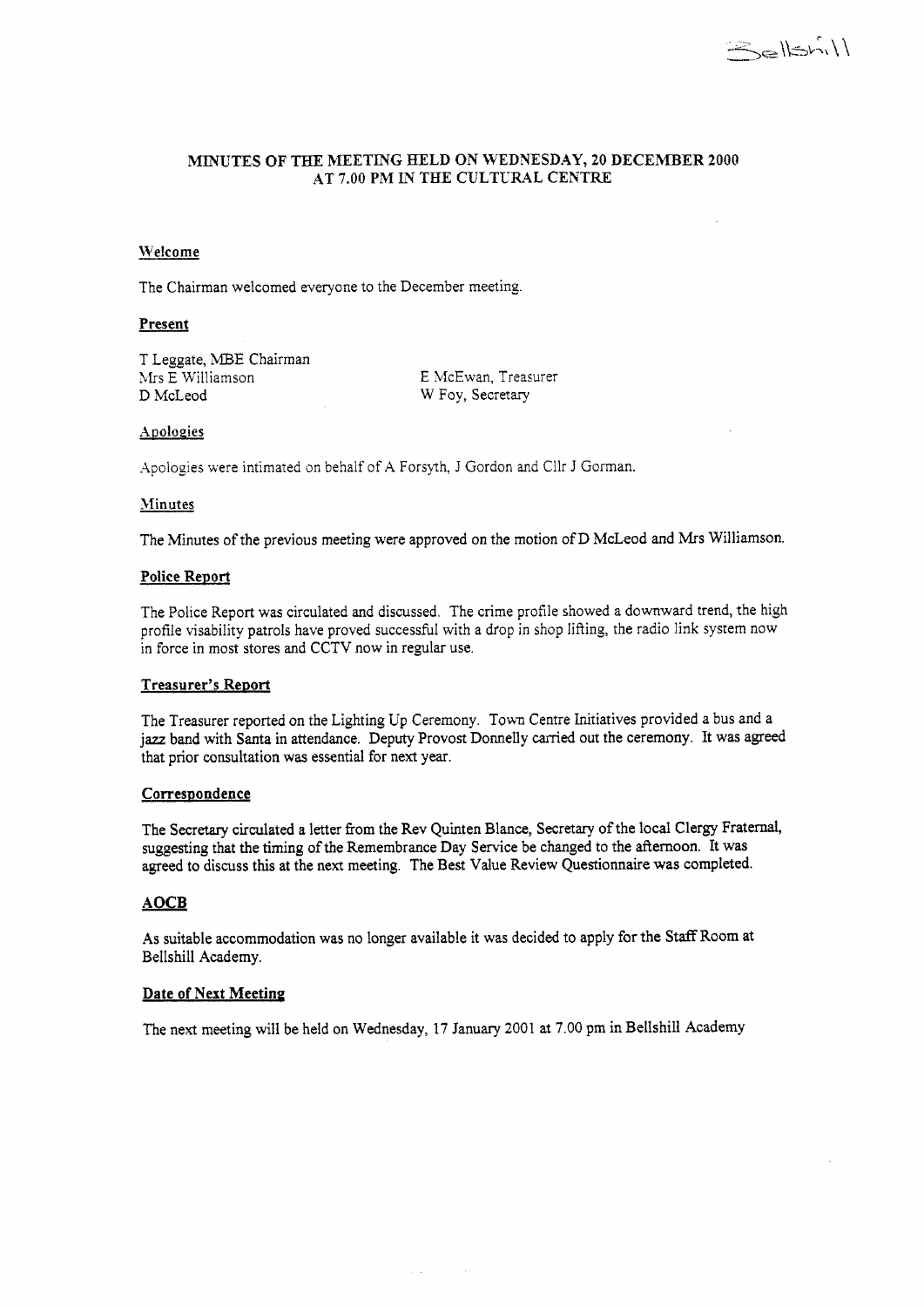Bellshill

## MINUTES OF THE MEETING HELD ON WEDNESDAY, 20 DECEMBER 2000 AT 7.00 PM IN THE CULTURAL CENTRE

### Welcome

The Chairman welcomed everyone to the December meeting.

### Present

T Leggate, MBE Chairman
Mrs E Williamson
D McLeod

E McEwan, Treasurer
W Foy, Secretary

### Apologies

Apologies were intimated on behalf of A Forsyth, J Gordon and Cllr J Gorman.

### Minutes

The Minutes of the previous meeting were approved on the motion of D McLeod and Mrs Williamson.

### Police Report

The Police Report was circulated and discussed. The crime profile showed a downward trend, the high profile visability patrols have proved successful with a drop in shop lifting, the radio link system now in force in most stores and CCTV now in regular use.

### Treasurer's Report

The Treasurer reported on the Lighting Up Ceremony. Town Centre Initiatives provided a bus and a jazz band with Santa in attendance. Deputy Provost Donnelly carried out the ceremony. It was agreed that prior consultation was essential for next year.

### Correspondence

The Secretary circulated a letter from the Rev Quinten Blance, Secretary of the local Clergy Fraternal, suggesting that the timing of the Remembrance Day Service be changed to the afternoon. It was agreed to discuss this at the next meeting. The Best Value Review Questionnaire was completed.

### AOCB

As suitable accommodation was no longer available it was decided to apply for the Staff Room at Bellshill Academy.

### Date of Next Meeting

The next meeting will be held on Wednesday, 17 January 2001 at 7.00 pm in Bellshill Academy